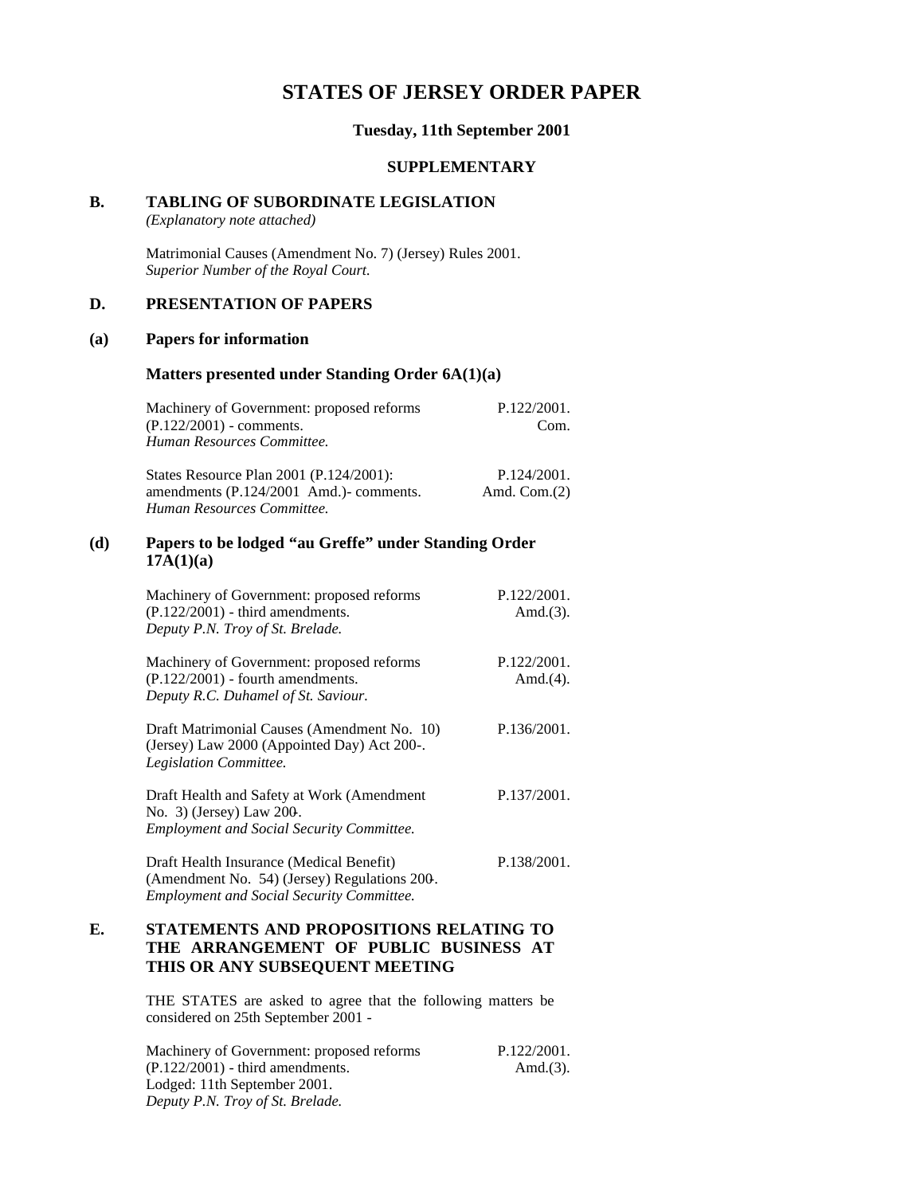# STATES OF JERSEY ORDER PAPER

**Tuesday, 11th September 2001**

**SUPPLEMENTARY**

## B. TABLING OF SUBORDINATE LEGISLATION

*(Explanatory note attached)*

Matrimonial Causes (Amendment No. 7) (Jersey) Rules 2001.
*Superior Number of the Royal Court.*

## D. PRESENTATION OF PAPERS

### (a) Papers for information

#### Matters presented under Standing Order 6A(1)(a)

| | |
|---|---|
| Machinery of Government: proposed reforms (P.122/2001) - comments. *Human Resources Committee.* | P.122/2001. Com. |
| States Resource Plan 2001 (P.124/2001): amendments (P.124/2001 Amd.)- comments. *Human Resources Committee.* | P.124/2001. Amd. Com.(2) |

### (d) Papers to be lodged "au Greffe" under Standing Order 17A(1)(a)

| | |
|---|---|
| Machinery of Government: proposed reforms (P.122/2001) - third amendments. *Deputy P.N. Troy of St. Brelade.* | P.122/2001. Amd.(3). |
| Machinery of Government: proposed reforms (P.122/2001) - fourth amendments. *Deputy R.C. Duhamel of St. Saviour.* | P.122/2001. Amd.(4). |
| Draft Matrimonial Causes (Amendment No. 10) (Jersey) Law 2000 (Appointed Day) Act 200-. *Legislation Committee.* | P.136/2001. |
| Draft Health and Safety at Work (Amendment No. 3) (Jersey) Law 200-. *Employment and Social Security Committee.* | P.137/2001. |
| Draft Health Insurance (Medical Benefit) (Amendment No. 54) (Jersey) Regulations 200-. *Employment and Social Security Committee.* | P.138/2001. |

## E. STATEMENTS AND PROPOSITIONS RELATING TO THE ARRANGEMENT OF PUBLIC BUSINESS AT THIS OR ANY SUBSEQUENT MEETING

THE STATES are asked to agree that the following matters be considered on 25th September 2001 -

| | |
|---|---|
| Machinery of Government: proposed reforms (P.122/2001) - third amendments. Lodged: 11th September 2001. *Deputy P.N. Troy of St. Brelade.* | P.122/2001. Amd.(3). |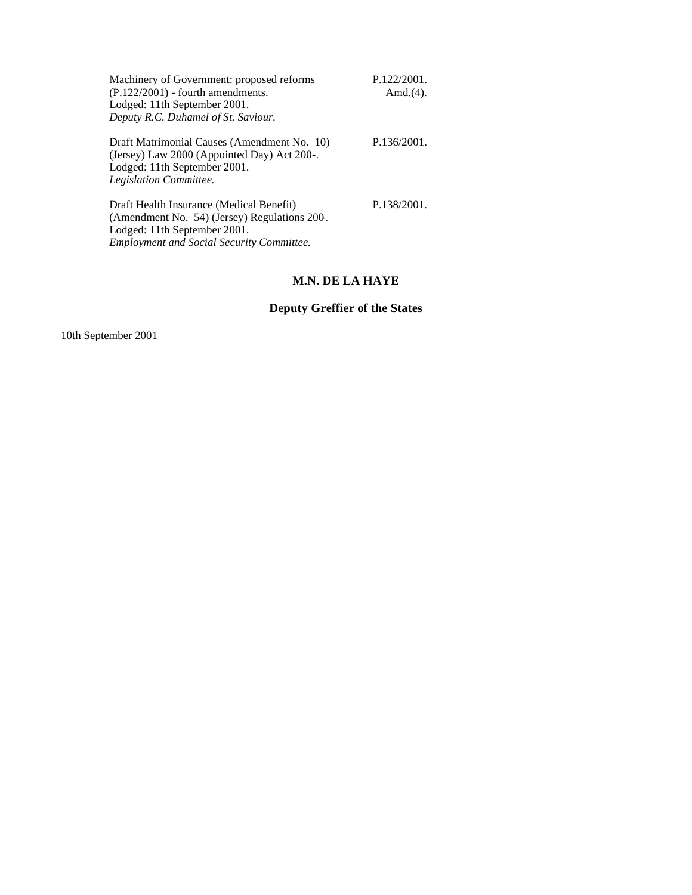| | |
|---|---|
| Machinery of Government: proposed reforms (P.122/2001) - fourth amendments.<br>Lodged: 11th September 2001.<br>*Deputy R.C. Duhamel of St. Saviour.* | P.122/2001.<br>Amd.(4). |
| Draft Matrimonial Causes (Amendment No. 10) (Jersey) Law 2000 (Appointed Day) Act 200-.<br>Lodged: 11th September 2001.<br>*Legislation Committee.* | P.136/2001. |
| Draft Health Insurance (Medical Benefit) (Amendment No. 54) (Jersey) Regulations 200-.<br>Lodged: 11th September 2001.<br>*Employment and Social Security Committee.* | P.138/2001. |

**M.N. DE LA HAYE**

**Deputy Greffier of the States**

10th September 2001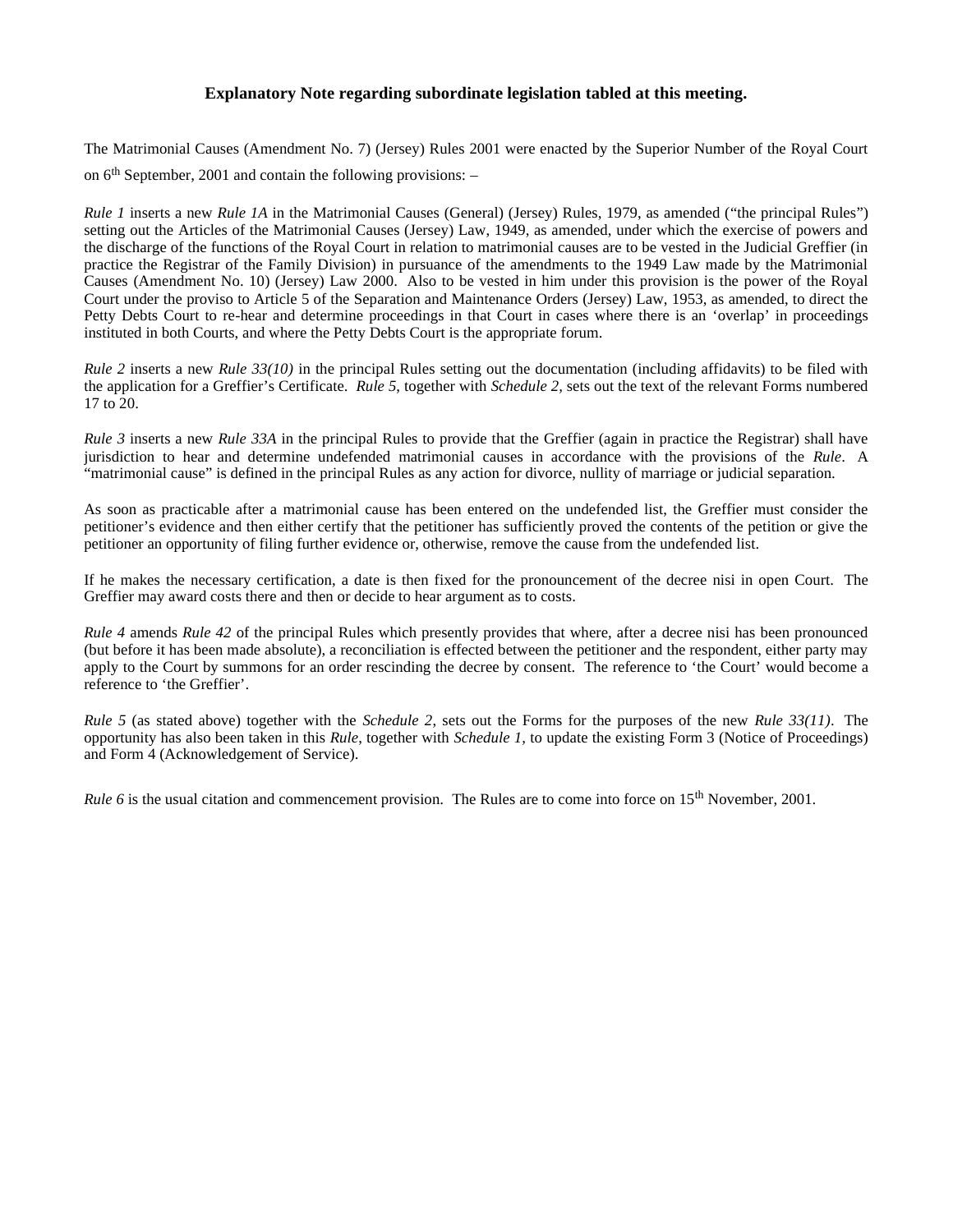**Explanatory Note regarding subordinate legislation tabled at this meeting.**

The Matrimonial Causes (Amendment No. 7) (Jersey) Rules 2001 were enacted by the Superior Number of the Royal Court on 6th September, 2001 and contain the following provisions: –

*Rule 1* inserts a new *Rule 1A* in the Matrimonial Causes (General) (Jersey) Rules, 1979, as amended ("the principal Rules") setting out the Articles of the Matrimonial Causes (Jersey) Law, 1949, as amended, under which the exercise of powers and the discharge of the functions of the Royal Court in relation to matrimonial causes are to be vested in the Judicial Greffier (in practice the Registrar of the Family Division) in pursuance of the amendments to the 1949 Law made by the Matrimonial Causes (Amendment No. 10) (Jersey) Law 2000. Also to be vested in him under this provision is the power of the Royal Court under the proviso to Article 5 of the Separation and Maintenance Orders (Jersey) Law, 1953, as amended, to direct the Petty Debts Court to re-hear and determine proceedings in that Court in cases where there is an 'overlap' in proceedings instituted in both Courts, and where the Petty Debts Court is the appropriate forum.

*Rule 2* inserts a new *Rule 33(10)* in the principal Rules setting out the documentation (including affidavits) to be filed with the application for a Greffier's Certificate. *Rule 5*, together with *Schedule 2,* sets out the text of the relevant Forms numbered 17 to 20.

*Rule 3* inserts a new *Rule 33A* in the principal Rules to provide that the Greffier (again in practice the Registrar) shall have jurisdiction to hear and determine undefended matrimonial causes in accordance with the provisions of the *Rule*. A "matrimonial cause" is defined in the principal Rules as any action for divorce, nullity of marriage or judicial separation.

As soon as practicable after a matrimonial cause has been entered on the undefended list, the Greffier must consider the petitioner's evidence and then either certify that the petitioner has sufficiently proved the contents of the petition or give the petitioner an opportunity of filing further evidence or, otherwise, remove the cause from the undefended list.

If he makes the necessary certification, a date is then fixed for the pronouncement of the decree nisi in open Court. The Greffier may award costs there and then or decide to hear argument as to costs.

*Rule 4* amends *Rule 42* of the principal Rules which presently provides that where, after a decree nisi has been pronounced (but before it has been made absolute), a reconciliation is effected between the petitioner and the respondent, either party may apply to the Court by summons for an order rescinding the decree by consent. The reference to 'the Court' would become a reference to 'the Greffier'.

*Rule 5* (as stated above) together with the *Schedule 2*, sets out the Forms for the purposes of the new *Rule 33(11)*. The opportunity has also been taken in this *Rule*, together with *Schedule 1,* to update the existing Form 3 (Notice of Proceedings) and Form 4 (Acknowledgement of Service).

*Rule 6* is the usual citation and commencement provision. The Rules are to come into force on 15th November, 2001.